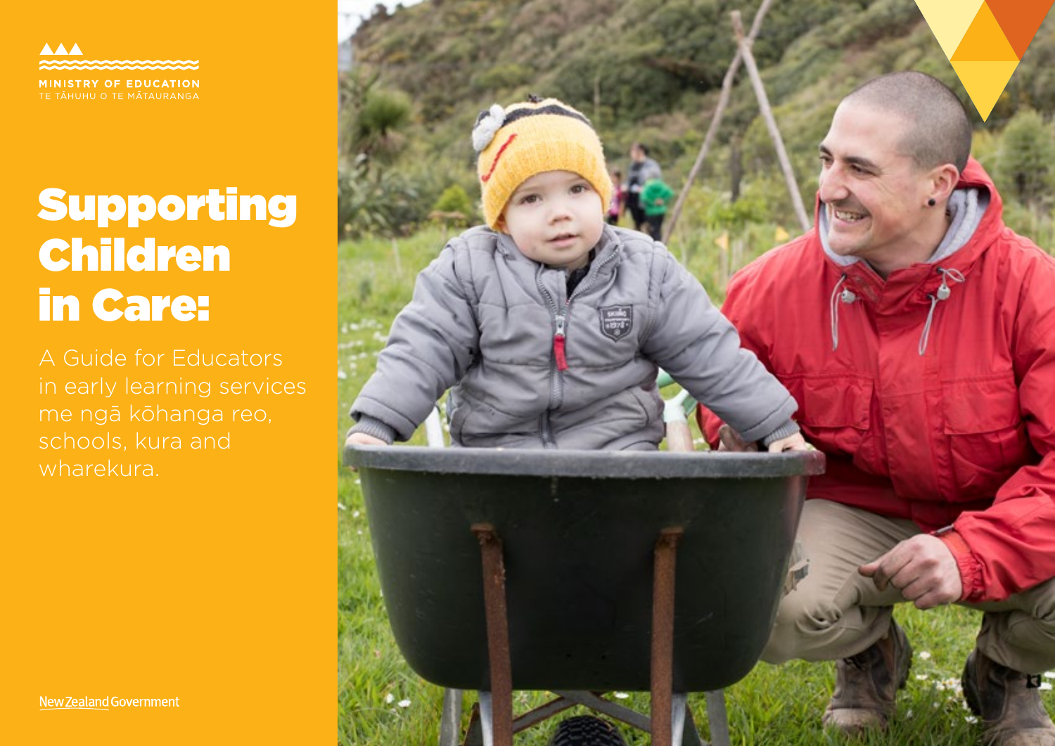MINISTRY OF EDUCATION
TE TĀHUHU O TE MĀTAURANGA

# Supporting Children in Care:

A Guide for Educators in early learning services me ngā kōhanga reo, schools, kura and wharekura.

New Zealand Government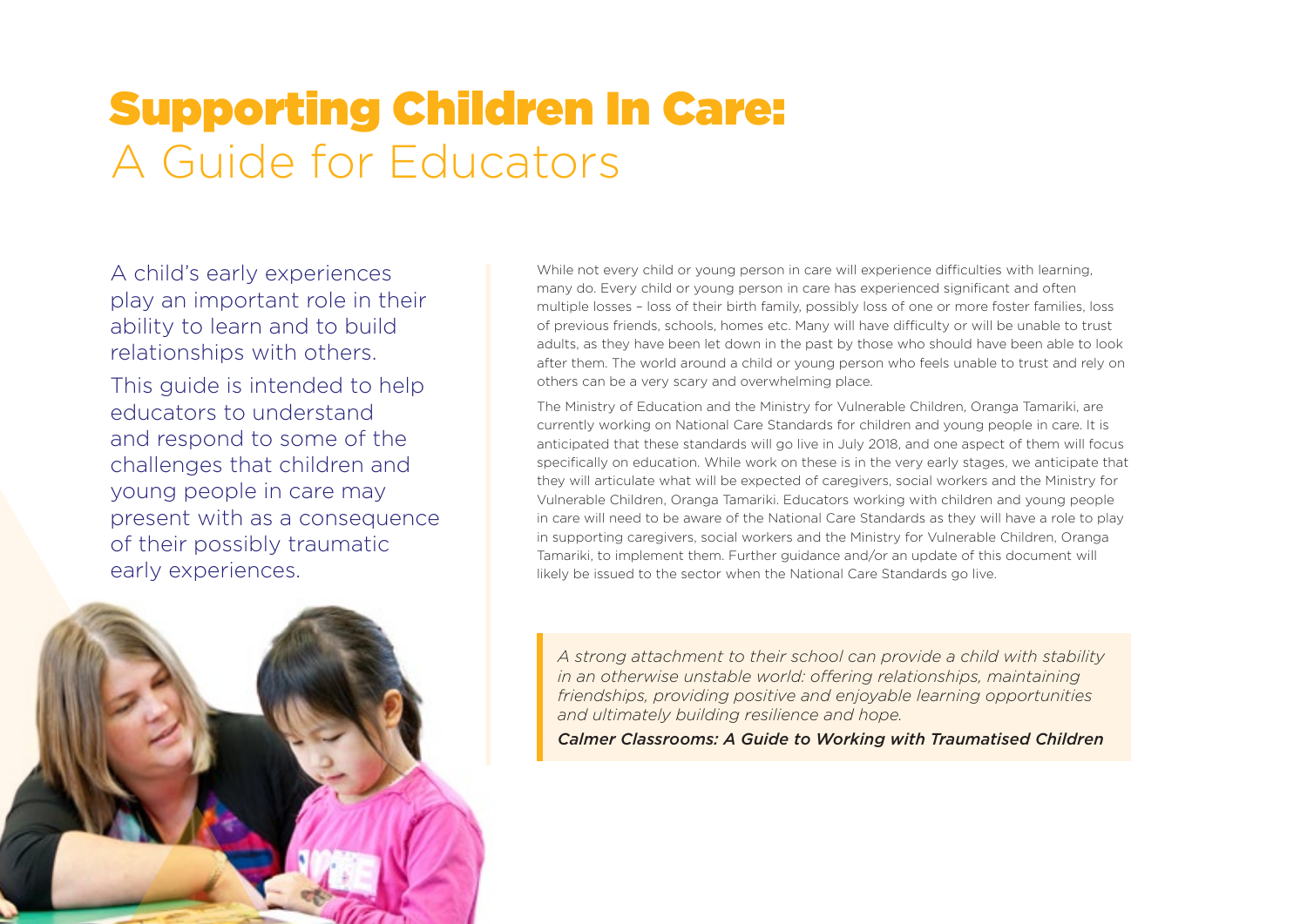# Supporting Children In Care: A Guide for Educators

A child's early experiences play an important role in their ability to learn and to build relationships with others.

This guide is intended to help educators to understand and respond to some of the challenges that children and young people in care may present with as a consequence of their possibly traumatic early experiences.

While not every child or young person in care will experience difficulties with learning, many do. Every child or young person in care has experienced significant and often multiple losses – loss of their birth family, possibly loss of one or more foster families, loss of previous friends, schools, homes etc. Many will have difficulty or will be unable to trust adults, as they have been let down in the past by those who should have been able to look after them. The world around a child or young person who feels unable to trust and rely on others can be a very scary and overwhelming place.

The Ministry of Education and the Ministry for Vulnerable Children, Oranga Tamariki, are currently working on National Care Standards for children and young people in care. It is anticipated that these standards will go live in July 2018, and one aspect of them will focus specifically on education. While work on these is in the very early stages, we anticipate that they will articulate what will be expected of caregivers, social workers and the Ministry for Vulnerable Children, Oranga Tamariki. Educators working with children and young people in care will need to be aware of the National Care Standards as they will have a role to play in supporting caregivers, social workers and the Ministry for Vulnerable Children, Oranga Tamariki, to implement them. Further guidance and/or an update of this document will likely be issued to the sector when the National Care Standards go live.

> *A strong attachment to their school can provide a child with stability in an otherwise unstable world: offering relationships, maintaining friendships, providing positive and enjoyable learning opportunities and ultimately building resilience and hope.*
>
> ***Calmer Classrooms: A Guide to Working with Traumatised Children***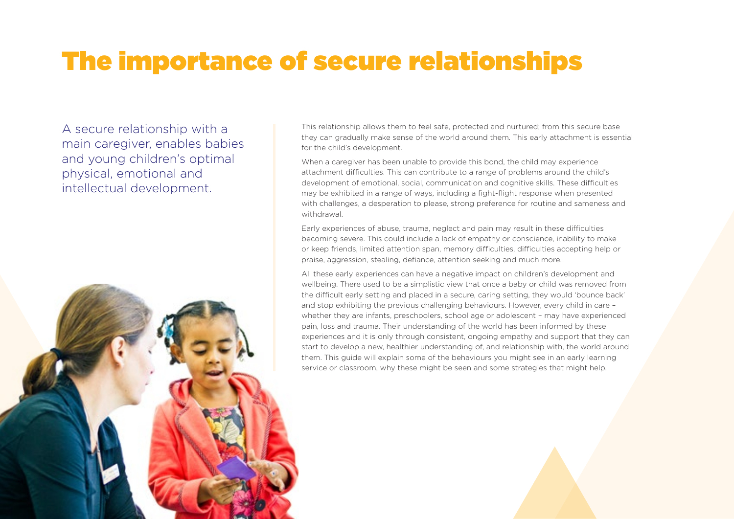# The importance of secure relationships

A secure relationship with a main caregiver, enables babies and young children's optimal physical, emotional and intellectual development.

This relationship allows them to feel safe, protected and nurtured; from this secure base they can gradually make sense of the world around them. This early attachment is essential for the child's development.

When a caregiver has been unable to provide this bond, the child may experience attachment difficulties. This can contribute to a range of problems around the child's development of emotional, social, communication and cognitive skills. These difficulties may be exhibited in a range of ways, including a fight-flight response when presented with challenges, a desperation to please, strong preference for routine and sameness and withdrawal.

Early experiences of abuse, trauma, neglect and pain may result in these difficulties becoming severe. This could include a lack of empathy or conscience, inability to make or keep friends, limited attention span, memory difficulties, difficulties accepting help or praise, aggression, stealing, defiance, attention seeking and much more.

All these early experiences can have a negative impact on children's development and wellbeing. There used to be a simplistic view that once a baby or child was removed from the difficult early setting and placed in a secure, caring setting, they would 'bounce back' and stop exhibiting the previous challenging behaviours. However, every child in care – whether they are infants, preschoolers, school age or adolescent – may have experienced pain, loss and trauma. Their understanding of the world has been informed by these experiences and it is only through consistent, ongoing empathy and support that they can start to develop a new, healthier understanding of, and relationship with, the world around them. This guide will explain some of the behaviours you might see in an early learning service or classroom, why these might be seen and some strategies that might help.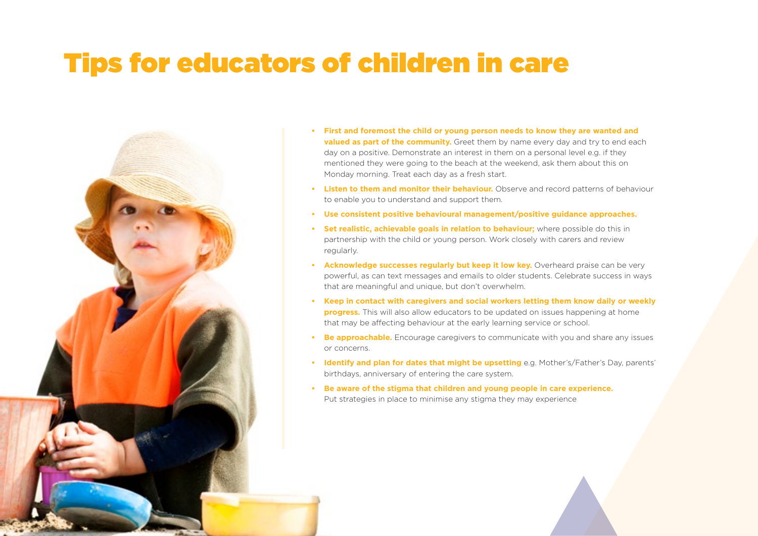# Tips for educators of children in care

- **First and foremost the child or young person needs to know they are wanted and valued as part of the community.** Greet them by name every day and try to end each day on a positive. Demonstrate an interest in them on a personal level e.g. if they mentioned they were going to the beach at the weekend, ask them about this on Monday morning. Treat each day as a fresh start.
- **Listen to them and monitor their behaviour.** Observe and record patterns of behaviour to enable you to understand and support them.
- **Use consistent positive behavioural management/positive guidance approaches.**
- **Set realistic, achievable goals in relation to behaviour;** where possible do this in partnership with the child or young person. Work closely with carers and review regularly.
- **Acknowledge successes regularly but keep it low key.** Overheard praise can be very powerful, as can text messages and emails to older students. Celebrate success in ways that are meaningful and unique, but don't overwhelm.
- **Keep in contact with caregivers and social workers letting them know daily or weekly progress.** This will also allow educators to be updated on issues happening at home that may be affecting behaviour at the early learning service or school.
- **Be approachable.** Encourage caregivers to communicate with you and share any issues or concerns.
- **Identify and plan for dates that might be upsetting** e.g. Mother's/Father's Day, parents' birthdays, anniversary of entering the care system.
- **Be aware of the stigma that children and young people in care experience.** Put strategies in place to minimise any stigma they may experience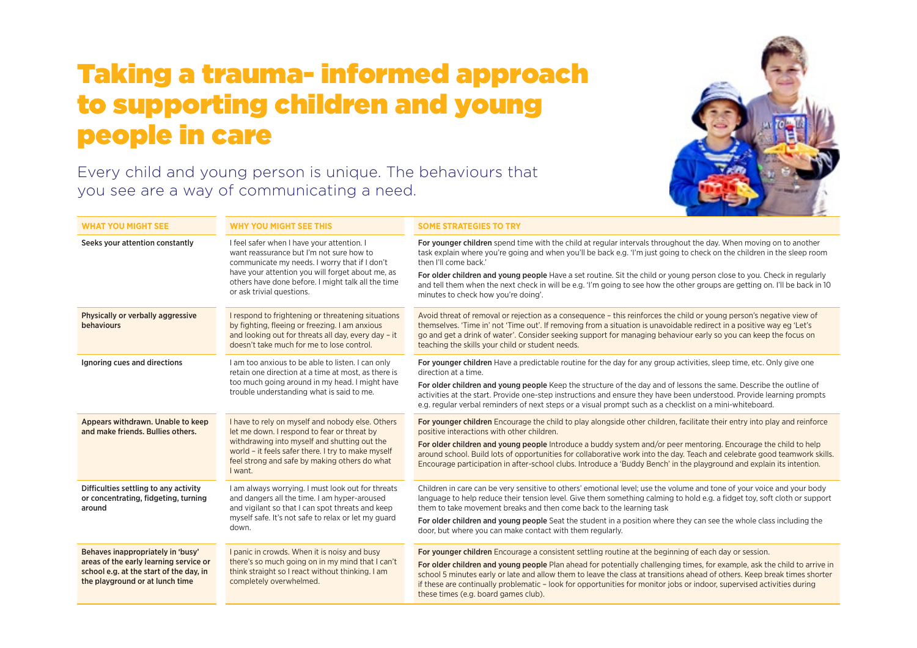# Taking a trauma- informed approach to supporting children and young people in care

Every child and young person is unique. The behaviours that you see are a way of communicating a need.

| WHAT YOU MIGHT SEE | WHY YOU MIGHT SEE THIS | SOME STRATEGIES TO TRY |
| --- | --- | --- |
| Seeks your attention constantly | I feel safer when I have your attention. I want reassurance but I'm not sure how to communicate my needs. I worry that if I don't have your attention you will forget about me, as others have done before. I might talk all the time or ask trivial questions. | **For younger children** spend time with the child at regular intervals throughout the day. When moving on to another task explain where you're going and when you'll be back e.g. 'I'm just going to check on the children in the sleep room then I'll come back.'<br><br>**For older children and young people** Have a set routine. Sit the child or young person close to you. Check in regularly and tell them when the next check in will be e.g. 'I'm going to see how the other groups are getting on. I'll be back in 10 minutes to check how you're doing'. |
| Physically or verbally aggressive behaviours | I respond to frightening or threatening situations by fighting, fleeing or freezing. I am anxious and looking out for threats all day, every day – it doesn't take much for me to lose control. | Avoid threat of removal or rejection as a consequence – this reinforces the child or young person's negative view of themselves. 'Time in' not 'Time out'. If removing from a situation is unavoidable redirect in a positive way eg 'Let's go and get a drink of water'. Consider seeking support for managing behaviour early so you can keep the focus on teaching the skills your child or student needs. |
| Ignoring cues and directions | I am too anxious to be able to listen. I can only retain one direction at a time at most, as there is too much going around in my head. I might have trouble understanding what is said to me. | **For younger children** Have a predictable routine for the day for any group activities, sleep time, etc. Only give one direction at a time.<br><br>**For older children and young people** Keep the structure of the day and of lessons the same. Describe the outline of activities at the start. Provide one-step instructions and ensure they have been understood. Provide learning prompts e.g. regular verbal reminders of next steps or a visual prompt such as a checklist on a mini-whiteboard. |
| Appears withdrawn. Unable to keep and make friends. Bullies others. | I have to rely on myself and nobody else. Others let me down. I respond to fear or threat by withdrawing into myself and shutting out the world – it feels safer there. I try to make myself feel strong and safe by making others do what I want. | **For younger children** Encourage the child to play alongside other children, facilitate their entry into play and reinforce positive interactions with other children.<br><br>**For older children and young people** Introduce a buddy system and/or peer mentoring. Encourage the child to help around school. Build lots of opportunities for collaborative work into the day. Teach and celebrate good teamwork skills. Encourage participation in after-school clubs. Introduce a 'Buddy Bench' in the playground and explain its intention. |
| Difficulties settling to any activity or concentrating, fidgeting, turning around | I am always worrying. I must look out for threats and dangers all the time. I am hyper-aroused and vigilant so that I can spot threats and keep myself safe. It's not safe to relax or let my guard down. | Children in care can be very sensitive to others' emotional level; use the volume and tone of your voice and your body language to help reduce their tension level. Give them something calming to hold e.g. a fidget toy, soft cloth or support them to take movement breaks and then come back to the learning task<br><br>**For older children and young people** Seat the student in a position where they can see the whole class including the door, but where you can make contact with them regularly. |
| Behaves inappropriately in 'busy' areas of the early learning service or school e.g. at the start of the day, in the playground or at lunch time | I panic in crowds. When it is noisy and busy there's so much going on in my mind that I can't think straight so I react without thinking. I am completely overwhelmed. | **For younger children** Encourage a consistent settling routine at the beginning of each day or session.<br><br>**For older children and young people** Plan ahead for potentially challenging times, for example, ask the child to arrive in school 5 minutes early or late and allow them to leave the class at transitions ahead of others. Keep break times shorter if these are continually problematic – look for opportunities for monitor jobs or indoor, supervised activities during these times (e.g. board games club). |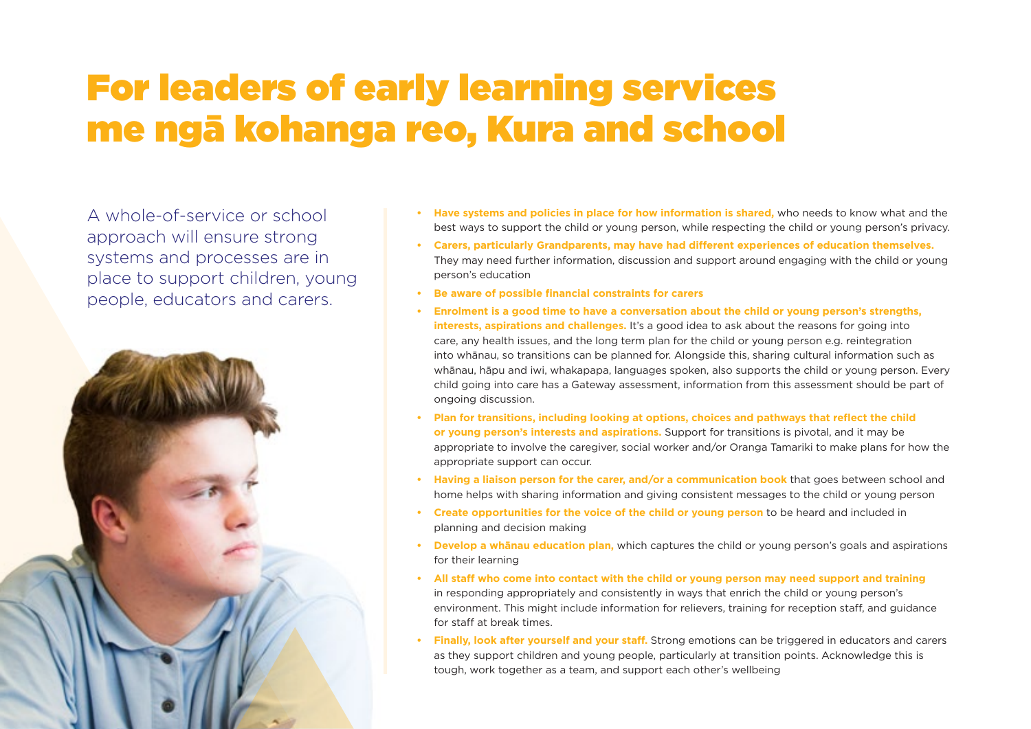# For leaders of early learning services me ngā kohanga reo, Kura and school

A whole-of-service or school approach will ensure strong systems and processes are in place to support children, young people, educators and carers.

- **Have systems and policies in place for how information is shared,** who needs to know what and the best ways to support the child or young person, while respecting the child or young person's privacy.
- **Carers, particularly Grandparents, may have had different experiences of education themselves.** They may need further information, discussion and support around engaging with the child or young person's education
- **Be aware of possible financial constraints for carers**
- **Enrolment is a good time to have a conversation about the child or young person's strengths, interests, aspirations and challenges.** It's a good idea to ask about the reasons for going into care, any health issues, and the long term plan for the child or young person e.g. reintegration into whānau, so transitions can be planned for. Alongside this, sharing cultural information such as whānau, hāpu and iwi, whakapapa, languages spoken, also supports the child or young person. Every child going into care has a Gateway assessment, information from this assessment should be part of ongoing discussion.
- **Plan for transitions, including looking at options, choices and pathways that reflect the child or young person's interests and aspirations.** Support for transitions is pivotal, and it may be appropriate to involve the caregiver, social worker and/or Oranga Tamariki to make plans for how the appropriate support can occur.
- **Having a liaison person for the carer, and/or a communication book** that goes between school and home helps with sharing information and giving consistent messages to the child or young person
- **Create opportunities for the voice of the child or young person** to be heard and included in planning and decision making
- **Develop a whānau education plan,** which captures the child or young person's goals and aspirations for their learning
- **All staff who come into contact with the child or young person may need support and training** in responding appropriately and consistently in ways that enrich the child or young person's environment. This might include information for relievers, training for reception staff, and guidance for staff at break times.
- **Finally, look after yourself and your staff.** Strong emotions can be triggered in educators and carers as they support children and young people, particularly at transition points. Acknowledge this is tough, work together as a team, and support each other's wellbeing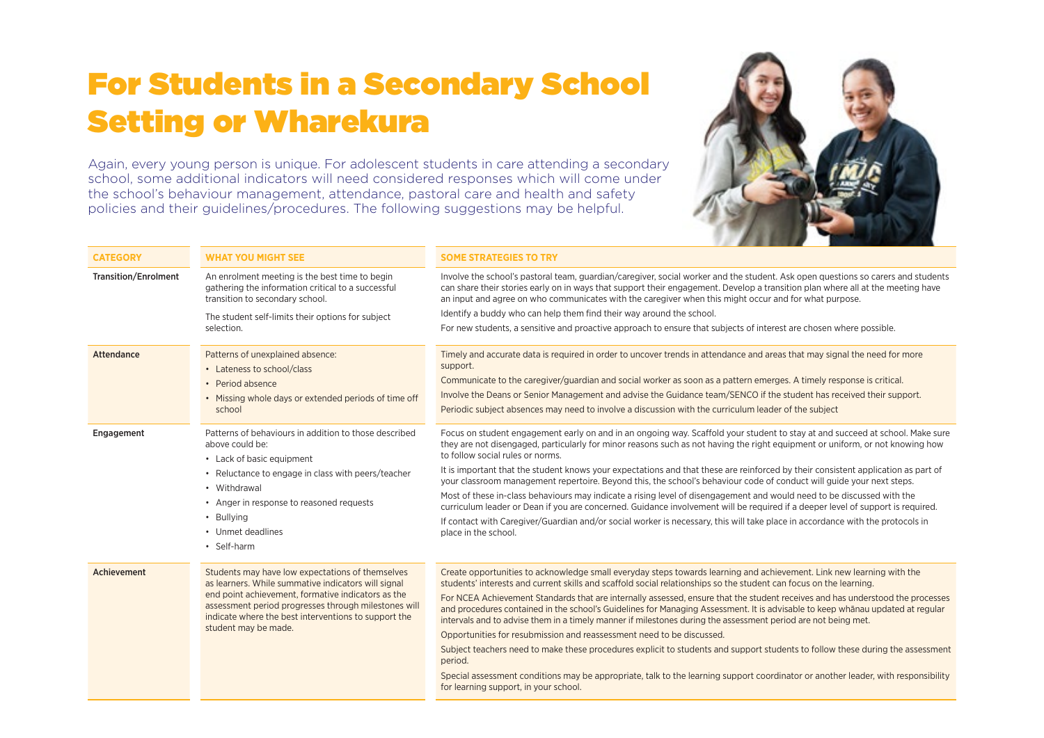# For Students in a Secondary School Setting or Wharekura

Again, every young person is unique. For adolescent students in care attending a secondary school, some additional indicators will need considered responses which will come under the school's behaviour management, attendance, pastoral care and health and safety policies and their guidelines/procedures. The following suggestions may be helpful.

| CATEGORY | WHAT YOU MIGHT SEE | SOME STRATEGIES TO TRY |
|---|---|---|
| **Transition/Enrolment** | An enrolment meeting is the best time to begin gathering the information critical to a successful transition to secondary school.<br><br>The student self-limits their options for subject selection. | Involve the school's pastoral team, guardian/caregiver, social worker and the student. Ask open questions so carers and students can share their stories early on in ways that support their engagement. Develop a transition plan where all at the meeting have an input and agree on who communicates with the caregiver when this might occur and for what purpose.<br><br>Identify a buddy who can help them find their way around the school.<br><br>For new students, a sensitive and proactive approach to ensure that subjects of interest are chosen where possible. |
| **Attendance** | Patterns of unexplained absence:<br>• Lateness to school/class<br>• Period absence<br>• Missing whole days or extended periods of time off school | Timely and accurate data is required in order to uncover trends in attendance and areas that may signal the need for more support.<br><br>Communicate to the caregiver/guardian and social worker as soon as a pattern emerges. A timely response is critical.<br><br>Involve the Deans or Senior Management and advise the Guidance team/SENCO if the student has received their support.<br><br>Periodic subject absences may need to involve a discussion with the curriculum leader of the subject |
| **Engagement** | Patterns of behaviours in addition to those described above could be:<br>• Lack of basic equipment<br>• Reluctance to engage in class with peers/teacher<br>• Withdrawal<br>• Anger in response to reasoned requests<br>• Bullying<br>• Unmet deadlines<br>• Self-harm | Focus on student engagement early on and in an ongoing way. Scaffold your student to stay at and succeed at school. Make sure they are not disengaged, particularly for minor reasons such as not having the right equipment or uniform, or not knowing how to follow social rules or norms.<br><br>It is important that the student knows your expectations and that these are reinforced by their consistent application as part of your classroom management repertoire. Beyond this, the school's behaviour code of conduct will guide your next steps.<br><br>Most of these in-class behaviours may indicate a rising level of disengagement and would need to be discussed with the curriculum leader or Dean if you are concerned. Guidance involvement will be required if a deeper level of support is required.<br><br>If contact with Caregiver/Guardian and/or social worker is necessary, this will take place in accordance with the protocols in place in the school. |
| **Achievement** | Students may have low expectations of themselves as learners. While summative indicators will signal end point achievement, formative indicators as the assessment period progresses through milestones will indicate where the best interventions to support the student may be made. | Create opportunities to acknowledge small everyday steps towards learning and achievement. Link new learning with the students' interests and current skills and scaffold social relationships so the student can focus on the learning.<br><br>For NCEA Achievement Standards that are internally assessed, ensure that the student receives and has understood the processes and procedures contained in the school's Guidelines for Managing Assessment. It is advisable to keep whānau updated at regular intervals and to advise them in a timely manner if milestones during the assessment period are not being met.<br><br>Opportunities for resubmission and reassessment need to be discussed.<br><br>Subject teachers need to make these procedures explicit to students and support students to follow these during the assessment period.<br><br>Special assessment conditions may be appropriate, talk to the learning support coordinator or another leader, with responsibility for learning support, in your school. |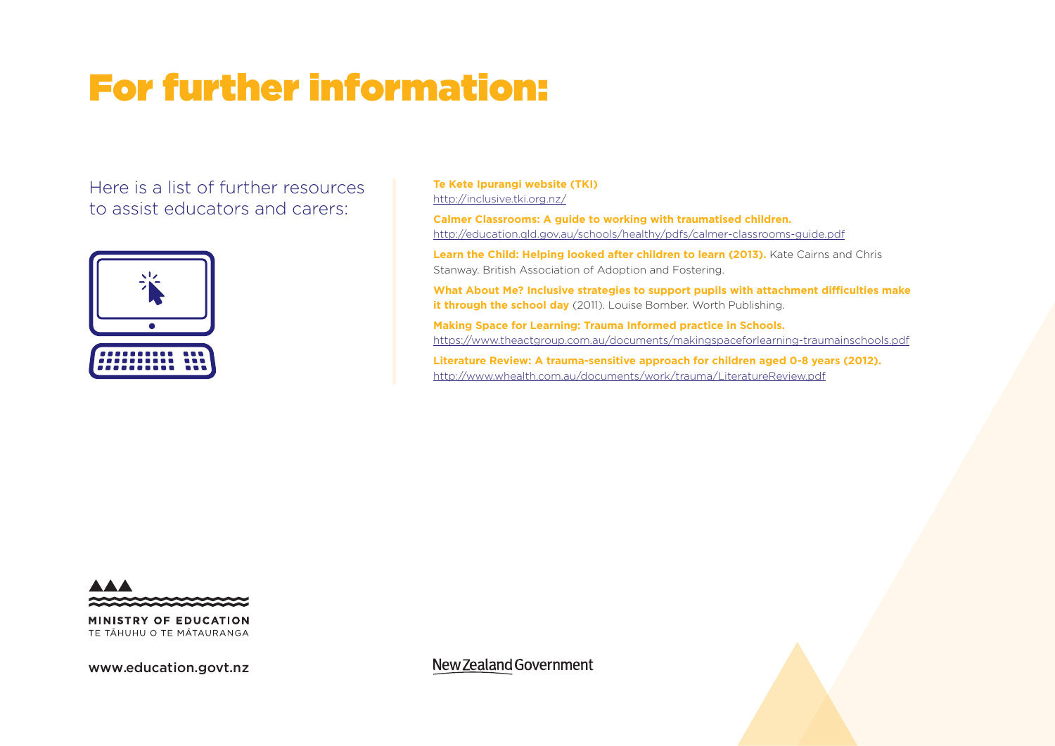# For further information:

Here is a list of further resources to assist educators and carers:

**Te Kete Ipurangi website (TKI)**
http://inclusive.tki.org.nz/

**Calmer Classrooms: A guide to working with traumatised children.**
http://education.qld.gov.au/schools/healthy/pdfs/calmer-classrooms-guide.pdf

**Learn the Child: Helping looked after children to learn (2013).** Kate Cairns and Chris Stanway. British Association of Adoption and Fostering.

**What About Me? Inclusive strategies to support pupils with attachment difficulties make it through the school day** (2011). Louise Bomber. Worth Publishing.

**Making Space for Learning: Trauma Informed practice in Schools.**
https://www.theactgroup.com.au/documents/makingspaceforlearning-traumainschools.pdf

**Literature Review: A trauma-sensitive approach for children aged 0-8 years (2012).**
http://www.whealth.com.au/documents/work/trauma/LiteratureReview.pdf

MINISTRY OF EDUCATION
TE TĀHUHU O TE MĀTAURANGA

www.education.govt.nz

New Zealand Government